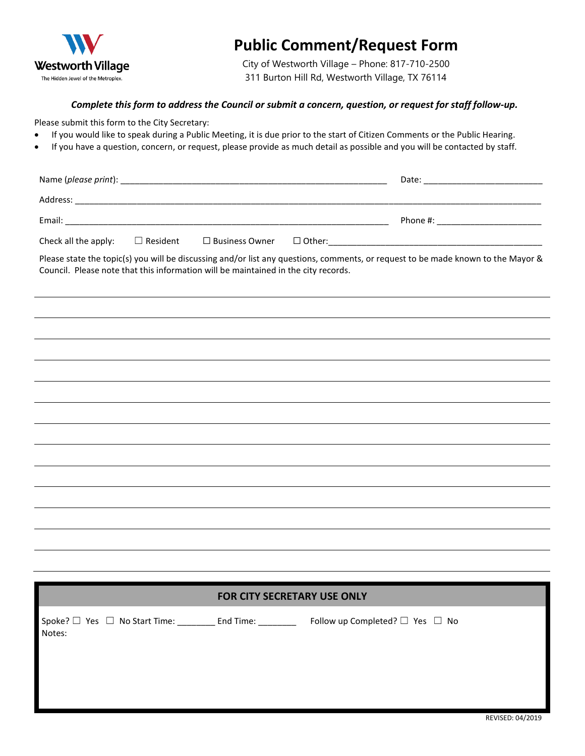Westworth Village
The Hidden Jewel of the Metroplex.

# Public Comment/Request Form

City of Westworth Village – Phone: 817-710-2500
311 Burton Hill Rd, Westworth Village, TX 76114

***Complete this form to address the Council or submit a concern, question, or request for staff follow-up.***

Please submit this form to the City Secretary:

- If you would like to speak during a Public Meeting, it is due prior to the start of Citizen Comments or the Public Hearing.
- If you have a question, concern, or request, please provide as much detail as possible and you will be contacted by staff.

Name (*please print*): ________________________________________________________ Date: _________________________

Address: ____________________________________________________________________________________________________

Email: _______________________________________________________________________ Phone #: _______________________

Check all the apply: ☐ Resident ☐ Business Owner ☐ Other:_______________________________________________

Please state the topic(s) you will be discussing and/or list any questions, comments, or request to be made known to the Mayor & Council. Please note that this information will be maintained in the city records.

______________________________________________________________________________________________________________

______________________________________________________________________________________________________________

______________________________________________________________________________________________________________

______________________________________________________________________________________________________________

______________________________________________________________________________________________________________

______________________________________________________________________________________________________________

______________________________________________________________________________________________________________

______________________________________________________________________________________________________________

______________________________________________________________________________________________________________

______________________________________________________________________________________________________________

______________________________________________________________________________________________________________

______________________________________________________________________________________________________________

______________________________________________________________________________________________________________

______________________________________________________________________________________________________________

**FOR CITY SECRETARY USE ONLY**

Spoke? ☐ Yes ☐ No Start Time: ________ End Time: ________ Follow up Completed? ☐ Yes ☐ No

Notes:

REVISED: 04/2019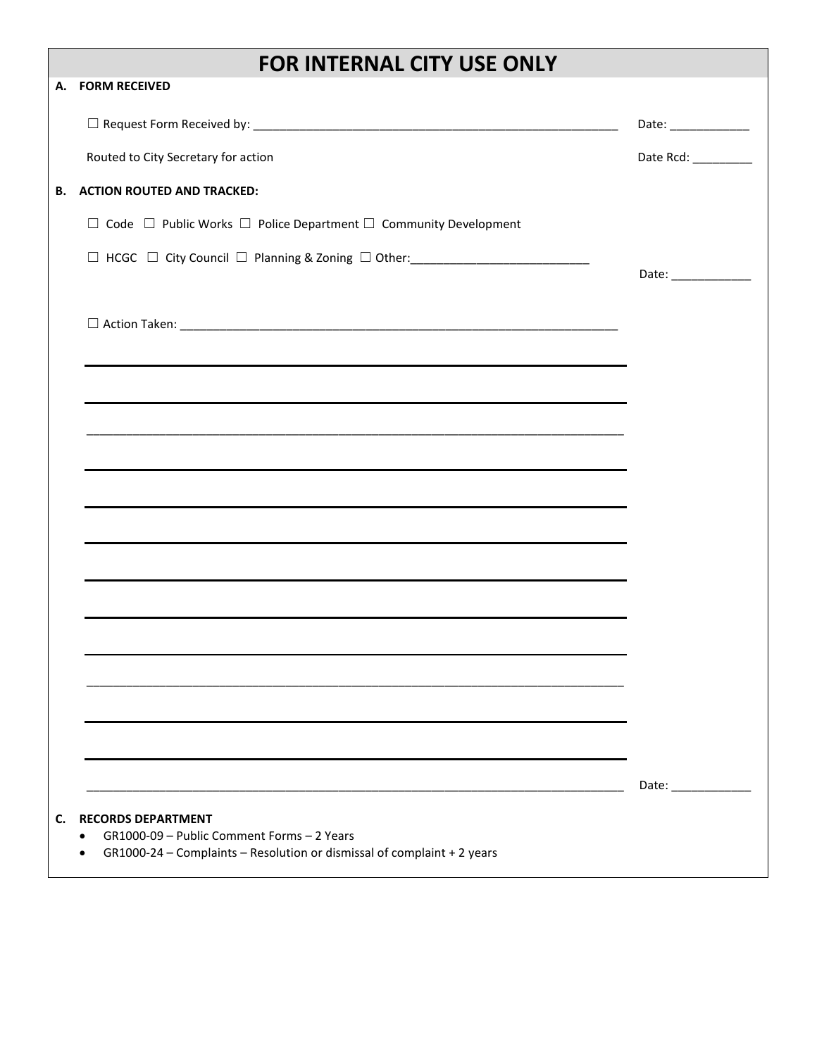## FOR INTERNAL CITY USE ONLY

**A. FORM RECEIVED**

☐ Request Form Received by: ______________________________________________________ Date: ____________

Routed to City Secretary for action Date Rcd: _________

**B. ACTION ROUTED AND TRACKED:**

☐ Code ☐ Public Works ☐ Police Department ☐ Community Development

☐ HCGC ☐ City Council ☐ Planning & Zoning ☐ Other:___________________________ Date: ____________

☐ Action Taken: ____________________________________________________________________

____________________________________________________________________

____________________________________________________________________

____________________________________________________________________

____________________________________________________________________

____________________________________________________________________

____________________________________________________________________

____________________________________________________________________

____________________________________________________________________

____________________________________________________________________

____________________________________________________________________

____________________________________________________________________

____________________________________________________________________

____________________________________________________________________ Date: ____________

**C. RECORDS DEPARTMENT**

- GR1000-09 – Public Comment Forms – 2 Years
- GR1000-24 – Complaints – Resolution or dismissal of complaint + 2 years